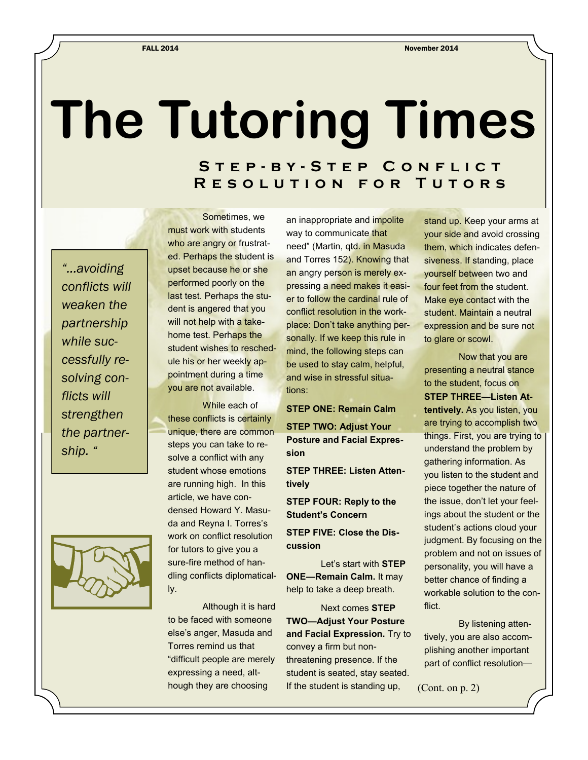# The Tutoring Times

## Step-by-Step Conflict Resolution for Tutors

*"...avoiding conflicts will weaken the partnership while successfully resolving conflicts will strengthen the partnership."*

Sometimes, we must work with students who are angry or frustrated. Perhaps the student is upset because he or she performed poorly on the last test. Perhaps the student is angered that you will not help with a take-home test. Perhaps the student wishes to reschedule his or her weekly appointment during a time you are not available.

While each of these conflicts is certainly unique, there are common steps you can take to resolve a conflict with any student whose emotions are running high. In this article, we have condensed Howard Y. Masuda and Reyna I. Torres's work on conflict resolution for tutors to give you a sure-fire method of handling conflicts diplomatically.

Although it is hard to be faced with someone else's anger, Masuda and Torres remind us that "difficult people are merely expressing a need, although they are choosing an inappropriate and impolite way to communicate that need" (Martin, qtd. in Masuda and Torres 152). Knowing that an angry person is merely expressing a need makes it easier to follow the cardinal rule of conflict resolution in the workplace: Don't take anything personally. If we keep this rule in mind, the following steps can be used to stay calm, helpful, and wise in stressful situations:

**STEP ONE: Remain Calm**

**STEP TWO: Adjust Your Posture and Facial Expression**

**STEP THREE: Listen Attentively**

**STEP FOUR: Reply to the Student's Concern**

**STEP FIVE: Close the Discussion**

Let's start with **STEP ONE—Remain Calm.** It may help to take a deep breath.

Next comes **STEP TWO—Adjust Your Posture and Facial Expression.** Try to convey a firm but non-threatening presence. If the student is seated, stay seated. If the student is standing up, stand up. Keep your arms at your side and avoid crossing them, which indicates defensiveness. If standing, place yourself between two and four feet from the student. Make eye contact with the student. Maintain a neutral expression and be sure not to glare or scowl.

Now that you are presenting a neutral stance to the student, focus on **STEP THREE—Listen Attentively.** As you listen, you are trying to accomplish two things. First, you are trying to understand the problem by gathering information. As you listen to the student and piece together the nature of the issue, don't let your feelings about the student or the student's actions cloud your judgment. By focusing on the problem and not on issues of personality, you will have a better chance of finding a workable solution to the conflict.

By listening attentively, you are also accomplishing another important part of conflict resolution—

(Cont. on p. 2)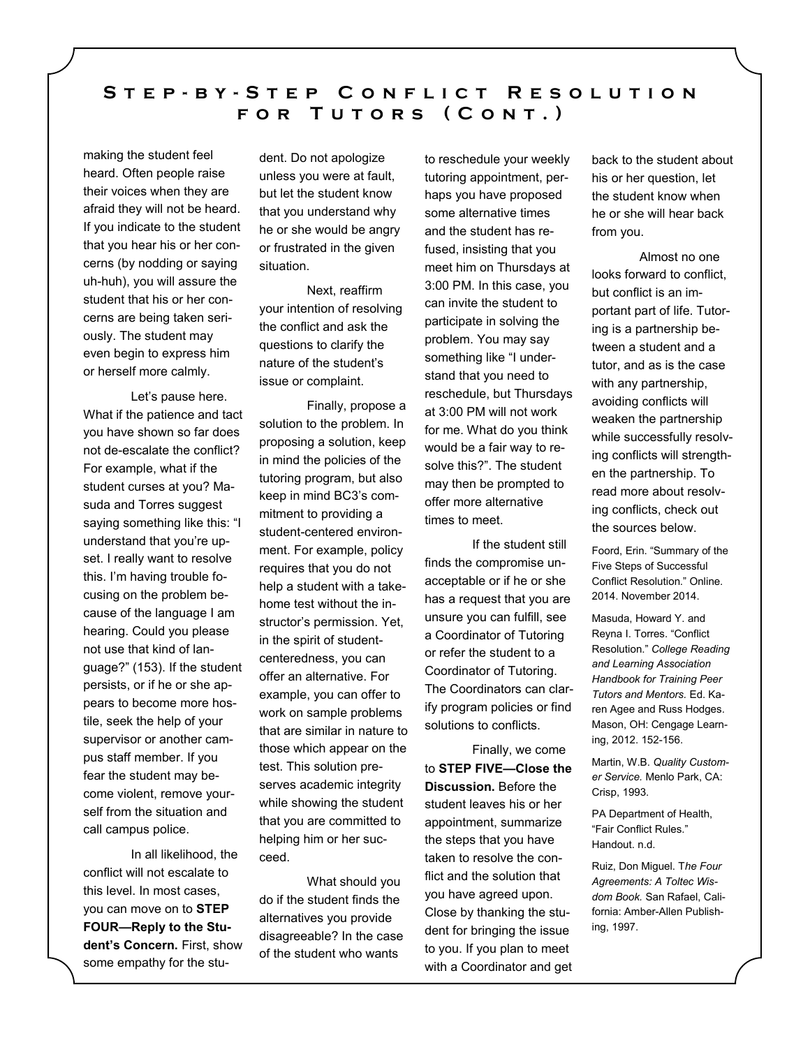# Step-by-Step Conflict Resolution for Tutors (Cont.)

making the student feel heard. Often people raise their voices when they are afraid they will not be heard. If you indicate to the student that you hear his or her concerns (by nodding or saying uh-huh), you will assure the student that his or her concerns are being taken seriously. The student may even begin to express him or herself more calmly.

Let's pause here. What if the patience and tact you have shown so far does not de-escalate the conflict? For example, what if the student curses at you? Masuda and Torres suggest saying something like this: "I understand that you're upset. I really want to resolve this. I'm having trouble focusing on the problem because of the language I am hearing. Could you please not use that kind of language?" (153). If the student persists, or if he or she appears to become more hostile, seek the help of your supervisor or another campus staff member. If you fear the student may become violent, remove yourself from the situation and call campus police.

In all likelihood, the conflict will not escalate to this level. In most cases, you can move on to **STEP FOUR—Reply to the Student's Concern.** First, show some empathy for the student. Do not apologize unless you were at fault, but let the student know that you understand why he or she would be angry or frustrated in the given situation.

Next, reaffirm your intention of resolving the conflict and ask the questions to clarify the nature of the student's issue or complaint.

Finally, propose a solution to the problem. In proposing a solution, keep in mind the policies of the tutoring program, but also keep in mind BC3's commitment to providing a student-centered environment. For example, policy requires that you do not help a student with a take-home test without the instructor's permission. Yet, in the spirit of student-centeredness, you can offer an alternative. For example, you can offer to work on sample problems that are similar in nature to those which appear on the test. This solution preserves academic integrity while showing the student that you are committed to helping him or her succeed.

What should you do if the student finds the alternatives you provide disagreeable? In the case of the student who wants to reschedule your weekly tutoring appointment, perhaps you have proposed some alternative times and the student has refused, insisting that you meet him on Thursdays at 3:00 PM. In this case, you can invite the student to participate in solving the problem. You may say something like "I understand that you need to reschedule, but Thursdays at 3:00 PM will not work for me. What do you think would be a fair way to resolve this?". The student may then be prompted to offer more alternative times to meet.

If the student still finds the compromise unacceptable or if he or she has a request that you are unsure you can fulfill, see a Coordinator of Tutoring or refer the student to a Coordinator of Tutoring. The Coordinators can clarify program policies or find solutions to conflicts.

Finally, we come to **STEP FIVE—Close the Discussion.** Before the student leaves his or her appointment, summarize the steps that you have taken to resolve the conflict and the solution that you have agreed upon. Close by thanking the student for bringing the issue to you. If you plan to meet with a Coordinator and get back to the student about his or her question, let the student know when he or she will hear back from you.

Almost no one looks forward to conflict, but conflict is an important part of life. Tutoring is a partnership between a student and a tutor, and as is the case with any partnership, avoiding conflicts will weaken the partnership while successfully resolving conflicts will strengthen the partnership. To read more about resolving conflicts, check out the sources below.

Foord, Erin. "Summary of the Five Steps of Successful Conflict Resolution." Online. 2014. November 2014.

Masuda, Howard Y. and Reyna I. Torres. "Conflict Resolution." *College Reading and Learning Association Handbook for Training Peer Tutors and Mentors.* Ed. Karen Agee and Russ Hodges. Mason, OH: Cengage Learning, 2012. 152-156.

Martin, W.B. *Quality Customer Service.* Menlo Park, CA: Crisp, 1993.

PA Department of Health, "Fair Conflict Rules." Handout. n.d.

Ruiz, Don Miguel. T*he Four Agreements: A Toltec Wisdom Book.* San Rafael, California: Amber-Allen Publishing, 1997.